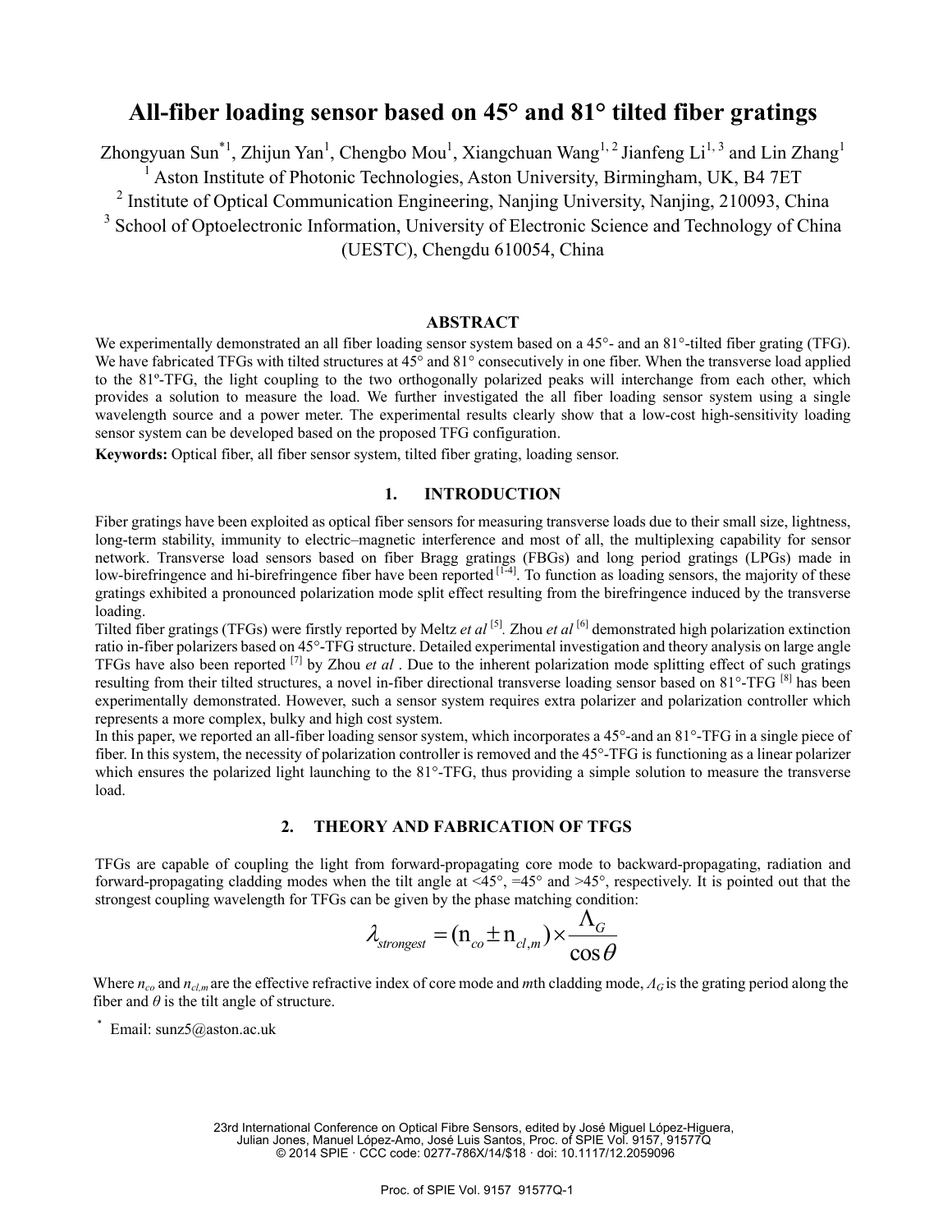# All-fiber loading sensor based on 45° and 81° tilted fiber gratings

Zhongyuan Sun[*1], Zhijun Yan[1], Chengbo Mou[1], Xiangchuan Wang[1, 2] Jianfeng Li[1, 3] and Lin Zhang[1]

[1] Aston Institute of Photonic Technologies, Aston University, Birmingham, UK, B4 7ET

[2] Institute of Optical Communication Engineering, Nanjing University, Nanjing, 210093, China

[3] School of Optoelectronic Information, University of Electronic Science and Technology of China (UESTC), Chengdu 610054, China

## ABSTRACT

We experimentally demonstrated an all fiber loading sensor system based on a 45°- and an 81°-tilted fiber grating (TFG). We have fabricated TFGs with tilted structures at 45° and 81° consecutively in one fiber. When the transverse load applied to the 81º-TFG, the light coupling to the two orthogonally polarized peaks will interchange from each other, which provides a solution to measure the load. We further investigated the all fiber loading sensor system using a single wavelength source and a power meter. The experimental results clearly show that a low-cost high-sensitivity loading sensor system can be developed based on the proposed TFG configuration.

**Keywords:** Optical fiber, all fiber sensor system, tilted fiber grating, loading sensor.

## 1. INTRODUCTION

Fiber gratings have been exploited as optical fiber sensors for measuring transverse loads due to their small size, lightness, long-term stability, immunity to electric–magnetic interference and most of all, the multiplexing capability for sensor network. Transverse load sensors based on fiber Bragg gratings (FBGs) and long period gratings (LPGs) made in low-birefringence and hi-birefringence fiber have been reported [1-4]. To function as loading sensors, the majority of these gratings exhibited a pronounced polarization mode split effect resulting from the birefringence induced by the transverse loading.

Tilted fiber gratings (TFGs) were firstly reported by Meltz *et al* [5]. Zhou *et al* [6] demonstrated high polarization extinction ratio in-fiber polarizers based on 45°-TFG structure. Detailed experimental investigation and theory analysis on large angle TFGs have also been reported [7] by Zhou *et al* . Due to the inherent polarization mode splitting effect of such gratings resulting from their tilted structures, a novel in-fiber directional transverse loading sensor based on 81°-TFG [8] has been experimentally demonstrated. However, such a sensor system requires extra polarizer and polarization controller which represents a more complex, bulky and high cost system.

In this paper, we reported an all-fiber loading sensor system, which incorporates a 45°-and an 81°-TFG in a single piece of fiber. In this system, the necessity of polarization controller is removed and the 45°-TFG is functioning as a linear polarizer which ensures the polarized light launching to the 81°-TFG, thus providing a simple solution to measure the transverse load.

## 2. THEORY AND FABRICATION OF TFGS

TFGs are capable of coupling the light from forward-propagating core mode to backward-propagating, radiation and forward-propagating cladding modes when the tilt angle at <45°, =45° and >45°, respectively. It is pointed out that the strongest coupling wavelength for TFGs can be given by the phase matching condition:

$$\lambda_{strongest} = (\mathrm{n}_{co} \pm \mathrm{n}_{cl,m}) \times \frac{\Lambda_G}{\cos\theta}$$

Where $n_{co}$ and $n_{cl,m}$ are the effective refractive index of core mode and *m*th cladding mode, $\Lambda_G$ is the grating period along the fiber and $\theta$ is the tilt angle of structure.

[*] Email: sunz5@aston.ac.uk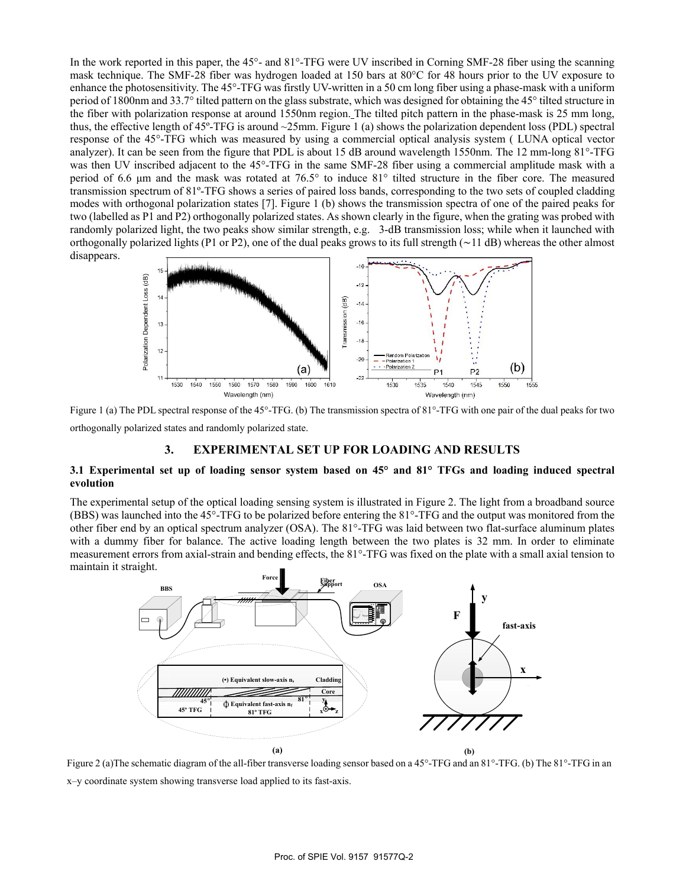In the work reported in this paper, the 45°- and 81°-TFG were UV inscribed in Corning SMF-28 fiber using the scanning mask technique. The SMF-28 fiber was hydrogen loaded at 150 bars at 80°C for 48 hours prior to the UV exposure to enhance the photosensitivity. The 45°-TFG was firstly UV-written in a 50 cm long fiber using a phase-mask with a uniform period of 1800nm and 33.7° tilted pattern on the glass substrate, which was designed for obtaining the 45° tilted structure in the fiber with polarization response at around 1550nm region. The tilted pitch pattern in the phase-mask is 25 mm long, thus, the effective length of 45º-TFG is around ~25mm. Figure 1 (a) shows the polarization dependent loss (PDL) spectral response of the 45°-TFG which was measured by using a commercial optical analysis system ( LUNA optical vector analyzer). It can be seen from the figure that PDL is about 15 dB around wavelength 1550nm. The 12 mm-long 81°-TFG was then UV inscribed adjacent to the 45°-TFG in the same SMF-28 fiber using a commercial amplitude mask with a period of 6.6 μm and the mask was rotated at 76.5° to induce 81° tilted structure in the fiber core. The measured transmission spectrum of 81º-TFG shows a series of paired loss bands, corresponding to the two sets of coupled cladding modes with orthogonal polarization states [7]. Figure 1 (b) shows the transmission spectra of one of the paired peaks for two (labelled as P1 and P2) orthogonally polarized states. As shown clearly in the figure, when the grating was probed with randomly polarized light, the two peaks show similar strength, e.g. 3-dB transmission loss; while when it launched with orthogonally polarized lights (P1 or P2), one of the dual peaks grows to its full strength (~11 dB) whereas the other almost disappears.

Figure 1 (a) The PDL spectral response of the 45°-TFG. (b) The transmission spectra of 81°-TFG with one pair of the dual peaks for two orthogonally polarized states and randomly polarized state.

## 3. EXPERIMENTAL SET UP FOR LOADING AND RESULTS

### 3.1 Experimental set up of loading sensor system based on 45° and 81° TFGs and loading induced spectral evolution

The experimental setup of the optical loading sensing system is illustrated in Figure 2. The light from a broadband source (BBS) was launched into the 45°-TFG to be polarized before entering the 81°-TFG and the output was monitored from the other fiber end by an optical spectrum analyzer (OSA). The 81°-TFG was laid between two flat-surface aluminum plates with a dummy fiber for balance. The active loading length between the two plates is 32 mm. In order to eliminate measurement errors from axial-strain and bending effects, the 81°-TFG was fixed on the plate with a small axial tension to maintain it straight.

Figure 2 (a)The schematic diagram of the all-fiber transverse loading sensor based on a 45°-TFG and an 81°-TFG. (b) The 81°-TFG in an x–y coordinate system showing transverse load applied to its fast-axis.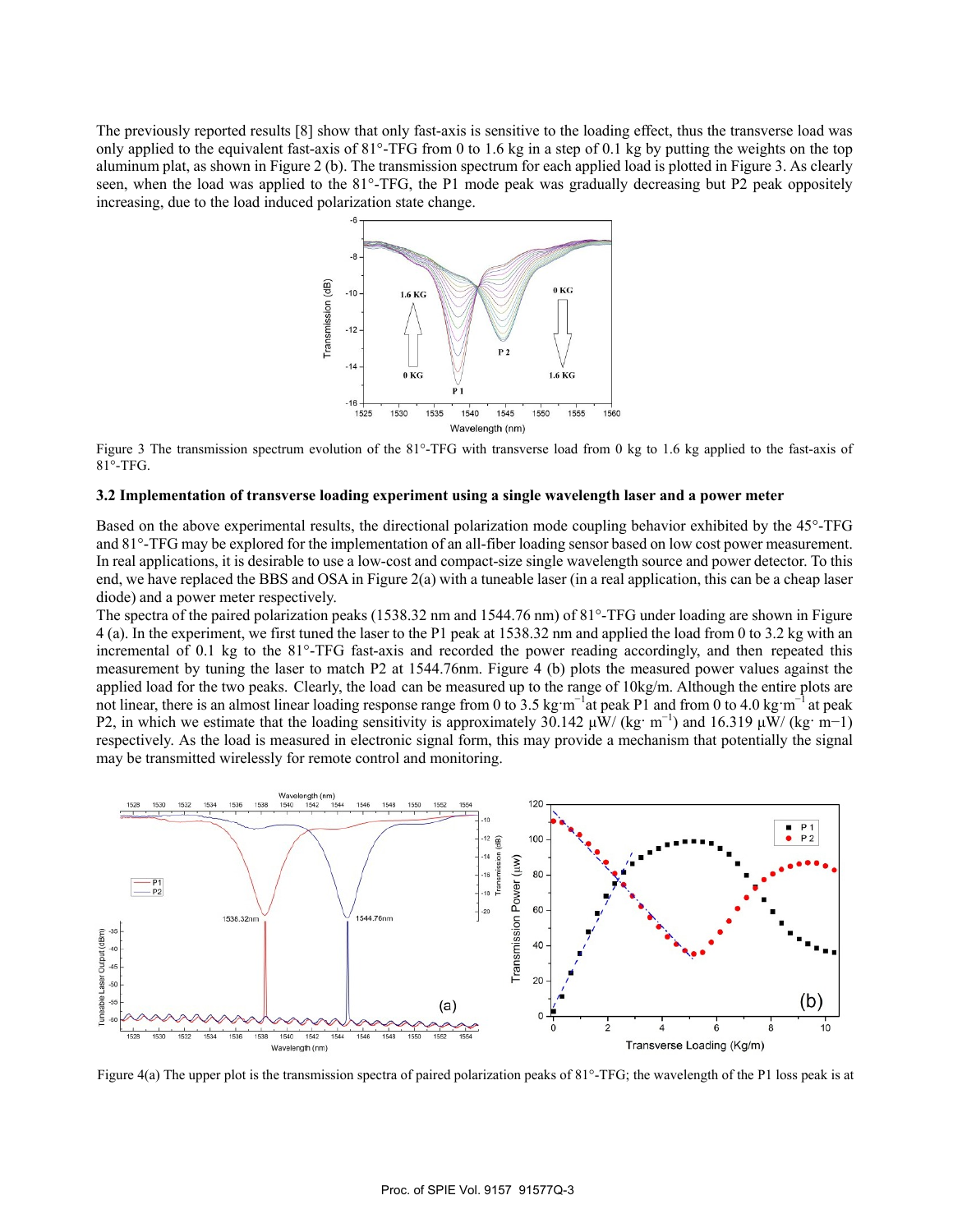The previously reported results [8] show that only fast-axis is sensitive to the loading effect, thus the transverse load was only applied to the equivalent fast-axis of 81°-TFG from 0 to 1.6 kg in a step of 0.1 kg by putting the weights on the top aluminum plat, as shown in Figure 2 (b). The transmission spectrum for each applied load is plotted in Figure 3. As clearly seen, when the load was applied to the 81°-TFG, the P1 mode peak was gradually decreasing but P2 peak oppositely increasing, due to the load induced polarization state change.

Figure 3 The transmission spectrum evolution of the 81°-TFG with transverse load from 0 kg to 1.6 kg applied to the fast-axis of 81°-TFG.

### 3.2 Implementation of transverse loading experiment using a single wavelength laser and a power meter

Based on the above experimental results, the directional polarization mode coupling behavior exhibited by the 45°-TFG and 81°-TFG may be explored for the implementation of an all-fiber loading sensor based on low cost power measurement. In real applications, it is desirable to use a low-cost and compact-size single wavelength source and power detector. To this end, we have replaced the BBS and OSA in Figure 2(a) with a tuneable laser (in a real application, this can be a cheap laser diode) and a power meter respectively.

The spectra of the paired polarization peaks (1538.32 nm and 1544.76 nm) of 81°-TFG under loading are shown in Figure 4 (a). In the experiment, we first tuned the laser to the P1 peak at 1538.32 nm and applied the load from 0 to 3.2 kg with an incremental of 0.1 kg to the 81°-TFG fast-axis and recorded the power reading accordingly, and then repeated this measurement by tuning the laser to match P2 at 1544.76nm. Figure 4 (b) plots the measured power values against the applied load for the two peaks. Clearly, the load can be measured up to the range of 10kg/m. Although the entire plots are not linear, there is an almost linear loading response range from 0 to 3.5 $kg \cdot m^{-1}$ at peak P1 and from 0 to 4.0 $kg \cdot m^{-1}$ at peak P2, in which we estimate that the loading sensitivity is approximately 30.142 $\mu W/(kg \cdot m^{-1})$ and 16.319 $\mu W/(kg \cdot m-1)$ respectively. As the load is measured in electronic signal form, this may provide a mechanism that potentially the signal may be transmitted wirelessly for remote control and monitoring.

Figure 4(a) The upper plot is the transmission spectra of paired polarization peaks of 81°-TFG; the wavelength of the P1 loss peak is at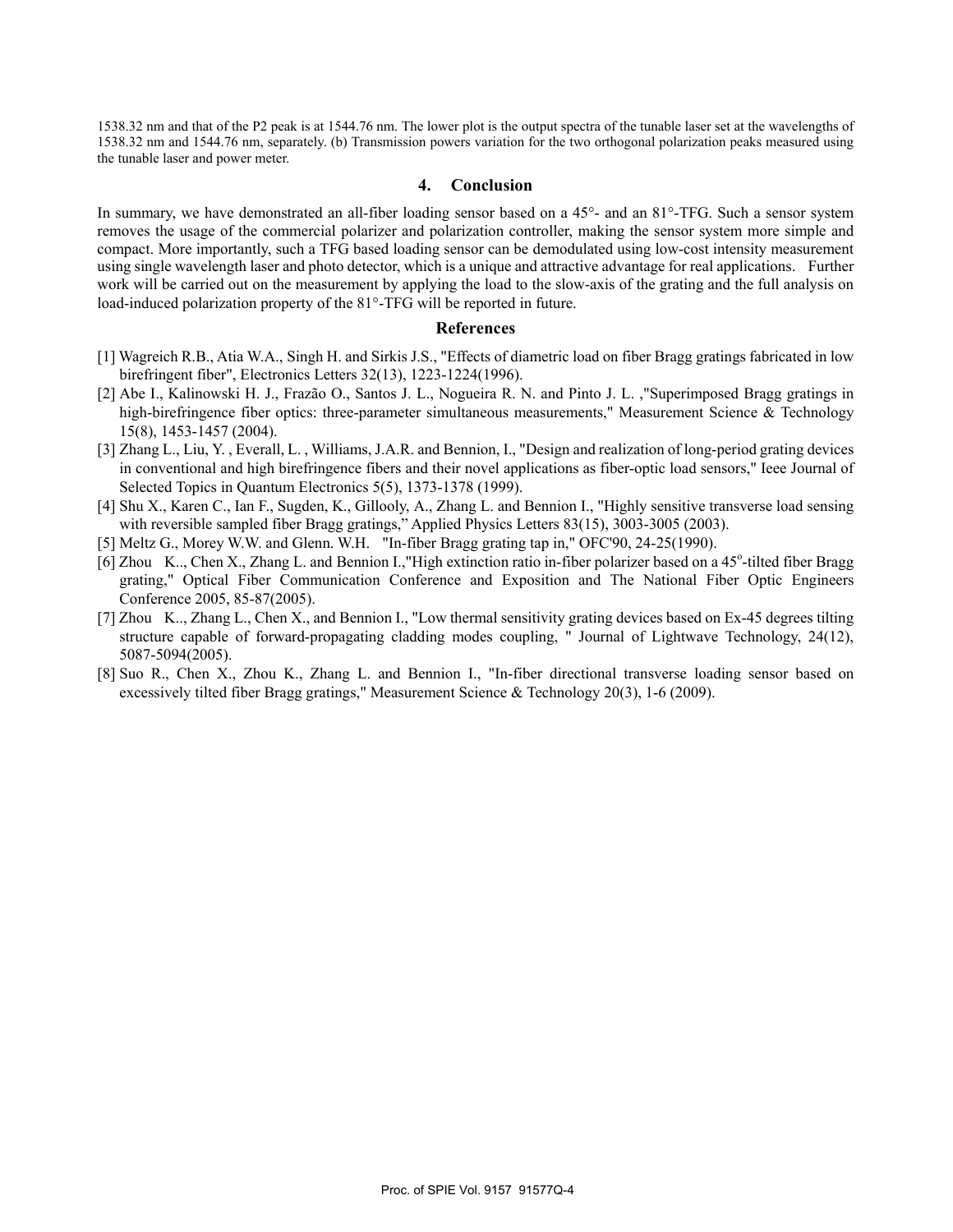1538.32 nm and that of the P2 peak is at 1544.76 nm. The lower plot is the output spectra of the tunable laser set at the wavelengths of 1538.32 nm and 1544.76 nm, separately. (b) Transmission powers variation for the two orthogonal polarization peaks measured using the tunable laser and power meter.

## 4. Conclusion

In summary, we have demonstrated an all-fiber loading sensor based on a 45°- and an 81°-TFG. Such a sensor system removes the usage of the commercial polarizer and polarization controller, making the sensor system more simple and compact. More importantly, such a TFG based loading sensor can be demodulated using low-cost intensity measurement using single wavelength laser and photo detector, which is a unique and attractive advantage for real applications. Further work will be carried out on the measurement by applying the load to the slow-axis of the grating and the full analysis on load-induced polarization property of the 81°-TFG will be reported in future.

## References

[1] Wagreich R.B., Atia W.A., Singh H. and Sirkis J.S., "Effects of diametric load on fiber Bragg gratings fabricated in low birefringent fiber", Electronics Letters 32(13), 1223-1224(1996).

[2] Abe I., Kalinowski H. J., Frazão O., Santos J. L., Nogueira R. N. and Pinto J. L. ,"Superimposed Bragg gratings in high-birefringence fiber optics: three-parameter simultaneous measurements," Measurement Science & Technology 15(8), 1453-1457 (2004).

[3] Zhang L., Liu, Y. , Everall, L. , Williams, J.A.R. and Bennion, I., "Design and realization of long-period grating devices in conventional and high birefringence fibers and their novel applications as fiber-optic load sensors," Ieee Journal of Selected Topics in Quantum Electronics 5(5), 1373-1378 (1999).

[4] Shu X., Karen C., Ian F., Sugden, K., Gillooly, A., Zhang L. and Bennion I., "Highly sensitive transverse load sensing with reversible sampled fiber Bragg gratings," Applied Physics Letters 83(15), 3003-3005 (2003).

[5] Meltz G., Morey W.W. and Glenn. W.H. "In-fiber Bragg grating tap in," OFC'90, 24-25(1990).

[6] Zhou K.., Chen X., Zhang L. and Bennion I.,"High extinction ratio in-fiber polarizer based on a 45°-tilted fiber Bragg grating," Optical Fiber Communication Conference and Exposition and The National Fiber Optic Engineers Conference 2005, 85-87(2005).

[7] Zhou K.., Zhang L., Chen X., and Bennion I., "Low thermal sensitivity grating devices based on Ex-45 degrees tilting structure capable of forward-propagating cladding modes coupling, " Journal of Lightwave Technology, 24(12), 5087-5094(2005).

[8] Suo R., Chen X., Zhou K., Zhang L. and Bennion I., "In-fiber directional transverse loading sensor based on excessively tilted fiber Bragg gratings," Measurement Science & Technology 20(3), 1-6 (2009).